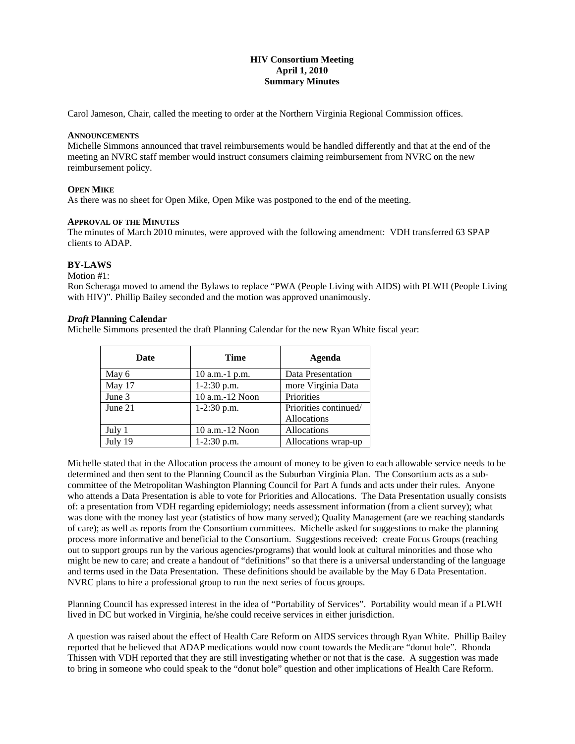**HIV Consortium Meeting**
**April 1, 2010**
**Summary Minutes**

Carol Jameson, Chair, called the meeting to order at the Northern Virginia Regional Commission offices.

**ANNOUNCEMENTS**

Michelle Simmons announced that travel reimbursements would be handled differently and that at the end of the meeting an NVRC staff member would instruct consumers claiming reimbursement from NVRC on the new reimbursement policy.

**OPEN MIKE**

As there was no sheet for Open Mike, Open Mike was postponed to the end of the meeting.

**APPROVAL OF THE MINUTES**

The minutes of March 2010 minutes, were approved with the following amendment: VDH transferred 63 SPAP clients to ADAP.

## BY-LAWS

Motion #1:

Ron Scheraga moved to amend the Bylaws to replace "PWA (People Living with AIDS) with PLWH (People Living with HIV)". Phillip Bailey seconded and the motion was approved unanimously.

### *Draft* Planning Calendar

Michelle Simmons presented the draft Planning Calendar for the new Ryan White fiscal year:

| Date | Time | Agenda |
|---|---|---|
| May 6 | 10 a.m.-1 p.m. | Data Presentation |
| May 17 | 1-2:30 p.m. | more Virginia Data |
| June 3 | 10 a.m.-12 Noon | Priorities |
| June 21 | 1-2:30 p.m. | Priorities continued/ Allocations |
| July 1 | 10 a.m.-12 Noon | Allocations |
| July 19 | 1-2:30 p.m. | Allocations wrap-up |

Michelle stated that in the Allocation process the amount of money to be given to each allowable service needs to be determined and then sent to the Planning Council as the Suburban Virginia Plan. The Consortium acts as a sub-committee of the Metropolitan Washington Planning Council for Part A funds and acts under their rules. Anyone who attends a Data Presentation is able to vote for Priorities and Allocations. The Data Presentation usually consists of: a presentation from VDH regarding epidemiology; needs assessment information (from a client survey); what was done with the money last year (statistics of how many served); Quality Management (are we reaching standards of care); as well as reports from the Consortium committees. Michelle asked for suggestions to make the planning process more informative and beneficial to the Consortium. Suggestions received: create Focus Groups (reaching out to support groups run by the various agencies/programs) that would look at cultural minorities and those who might be new to care; and create a handout of "definitions" so that there is a universal understanding of the language and terms used in the Data Presentation. These definitions should be available by the May 6 Data Presentation. NVRC plans to hire a professional group to run the next series of focus groups.

Planning Council has expressed interest in the idea of "Portability of Services". Portability would mean if a PLWH lived in DC but worked in Virginia, he/she could receive services in either jurisdiction.

A question was raised about the effect of Health Care Reform on AIDS services through Ryan White. Phillip Bailey reported that he believed that ADAP medications would now count towards the Medicare "donut hole". Rhonda Thissen with VDH reported that they are still investigating whether or not that is the case. A suggestion was made to bring in someone who could speak to the "donut hole" question and other implications of Health Care Reform.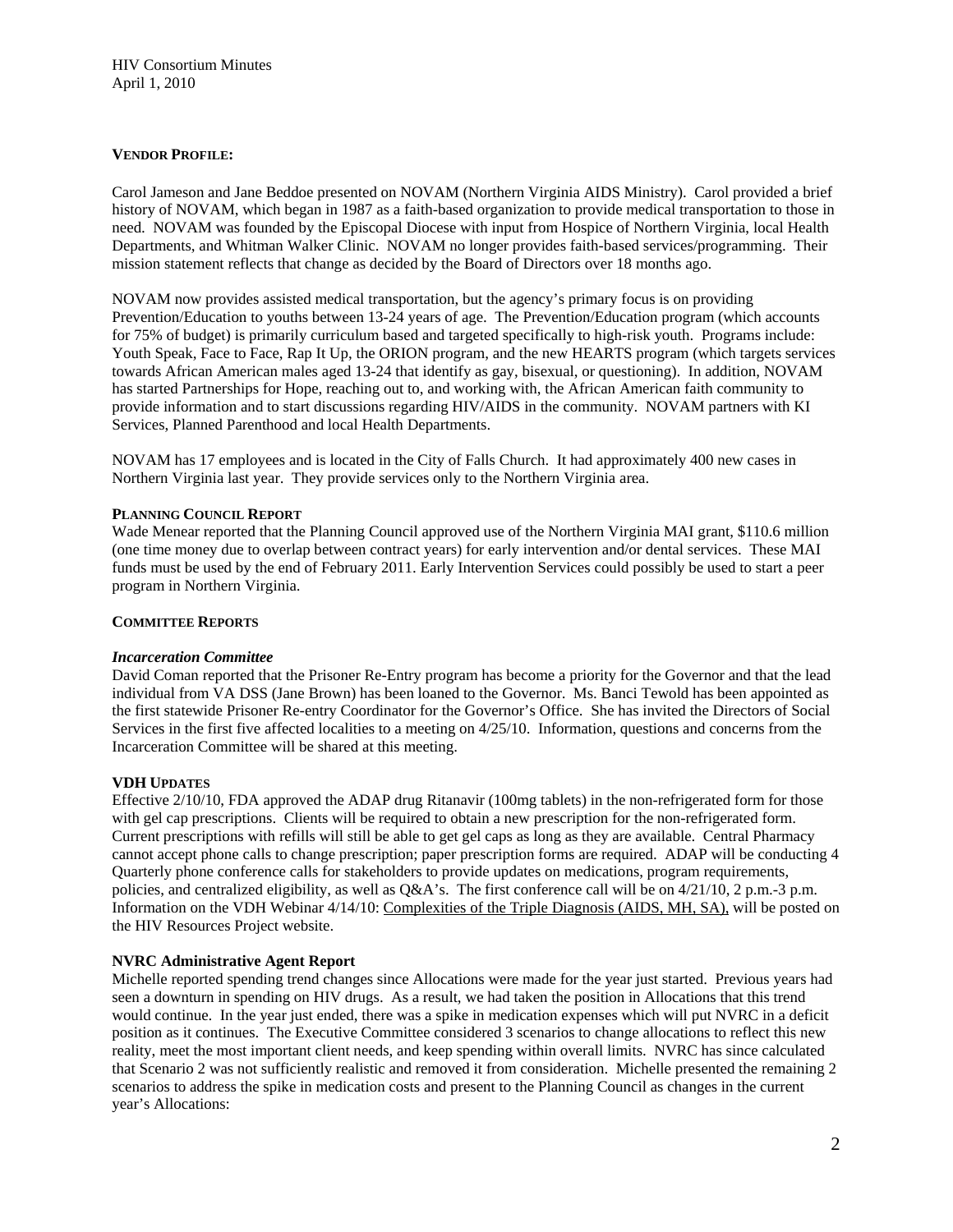**VENDOR PROFILE:**

Carol Jameson and Jane Beddoe presented on NOVAM (Northern Virginia AIDS Ministry). Carol provided a brief history of NOVAM, which began in 1987 as a faith-based organization to provide medical transportation to those in need. NOVAM was founded by the Episcopal Diocese with input from Hospice of Northern Virginia, local Health Departments, and Whitman Walker Clinic. NOVAM no longer provides faith-based services/programming. Their mission statement reflects that change as decided by the Board of Directors over 18 months ago.

NOVAM now provides assisted medical transportation, but the agency's primary focus is on providing Prevention/Education to youths between 13-24 years of age. The Prevention/Education program (which accounts for 75% of budget) is primarily curriculum based and targeted specifically to high-risk youth. Programs include: Youth Speak, Face to Face, Rap It Up, the ORION program, and the new HEARTS program (which targets services towards African American males aged 13-24 that identify as gay, bisexual, or questioning). In addition, NOVAM has started Partnerships for Hope, reaching out to, and working with, the African American faith community to provide information and to start discussions regarding HIV/AIDS in the community. NOVAM partners with KI Services, Planned Parenthood and local Health Departments.

NOVAM has 17 employees and is located in the City of Falls Church. It had approximately 400 new cases in Northern Virginia last year. They provide services only to the Northern Virginia area.

**PLANNING COUNCIL REPORT**

Wade Menear reported that the Planning Council approved use of the Northern Virginia MAI grant, $110.6 million (one time money due to overlap between contract years) for early intervention and/or dental services. These MAI funds must be used by the end of February 2011. Early Intervention Services could possibly be used to start a peer program in Northern Virginia.

**COMMITTEE REPORTS**

***Incarceration Committee***

David Coman reported that the Prisoner Re-Entry program has become a priority for the Governor and that the lead individual from VA DSS (Jane Brown) has been loaned to the Governor. Ms. Banci Tewold has been appointed as the first statewide Prisoner Re-entry Coordinator for the Governor's Office. She has invited the Directors of Social Services in the first five affected localities to a meeting on 4/25/10. Information, questions and concerns from the Incarceration Committee will be shared at this meeting.

**VDH UPDATES**

Effective 2/10/10, FDA approved the ADAP drug Ritanavir (100mg tablets) in the non-refrigerated form for those with gel cap prescriptions. Clients will be required to obtain a new prescription for the non-refrigerated form. Current prescriptions with refills will still be able to get gel caps as long as they are available. Central Pharmacy cannot accept phone calls to change prescription; paper prescription forms are required. ADAP will be conducting 4 Quarterly phone conference calls for stakeholders to provide updates on medications, program requirements, policies, and centralized eligibility, as well as Q&A's. The first conference call will be on 4/21/10, 2 p.m.-3 p.m. Information on the VDH Webinar 4/14/10: Complexities of the Triple Diagnosis (AIDS, MH, SA), will be posted on the HIV Resources Project website.

**NVRC Administrative Agent Report**

Michelle reported spending trend changes since Allocations were made for the year just started. Previous years had seen a downturn in spending on HIV drugs. As a result, we had taken the position in Allocations that this trend would continue. In the year just ended, there was a spike in medication expenses which will put NVRC in a deficit position as it continues. The Executive Committee considered 3 scenarios to change allocations to reflect this new reality, meet the most important client needs, and keep spending within overall limits. NVRC has since calculated that Scenario 2 was not sufficiently realistic and removed it from consideration. Michelle presented the remaining 2 scenarios to address the spike in medication costs and present to the Planning Council as changes in the current year's Allocations: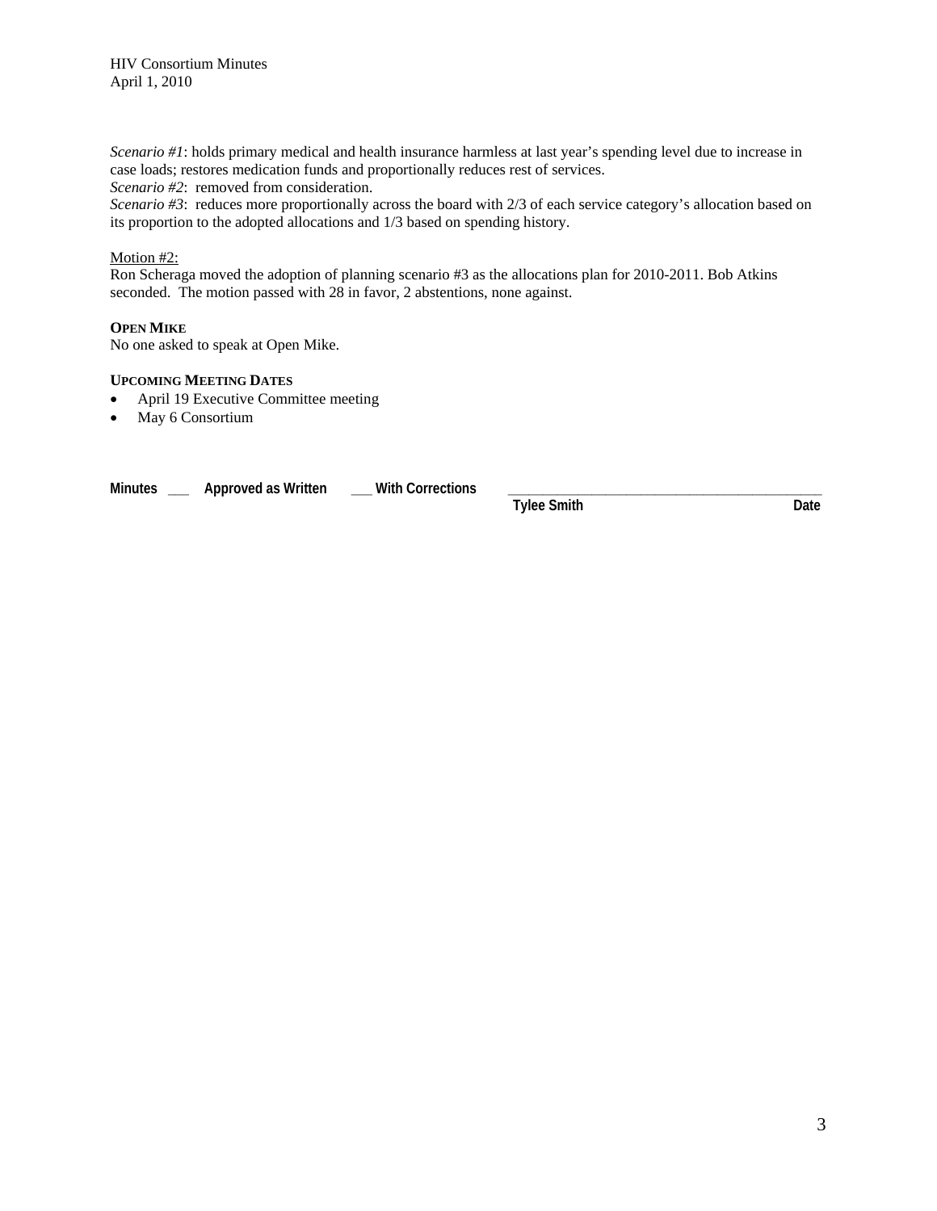*Scenario #1*: holds primary medical and health insurance harmless at last year's spending level due to increase in case loads; restores medication funds and proportionally reduces rest of services.
*Scenario #2*: removed from consideration.
*Scenario #3*: reduces more proportionally across the board with 2/3 of each service category's allocation based on its proportion to the adopted allocations and 1/3 based on spending history.

Motion #2:
Ron Scheraga moved the adoption of planning scenario #3 as the allocations plan for 2010-2011. Bob Atkins seconded. The motion passed with 28 in favor, 2 abstentions, none against.

**OPEN MIKE**
No one asked to speak at Open Mike.

**UPCOMING MEETING DATES**

- April 19 Executive Committee meeting
- May 6 Consortium

**Minutes ___ Approved as Written ___ With Corrections** ____________________________________________

**Tylee Smith Date**